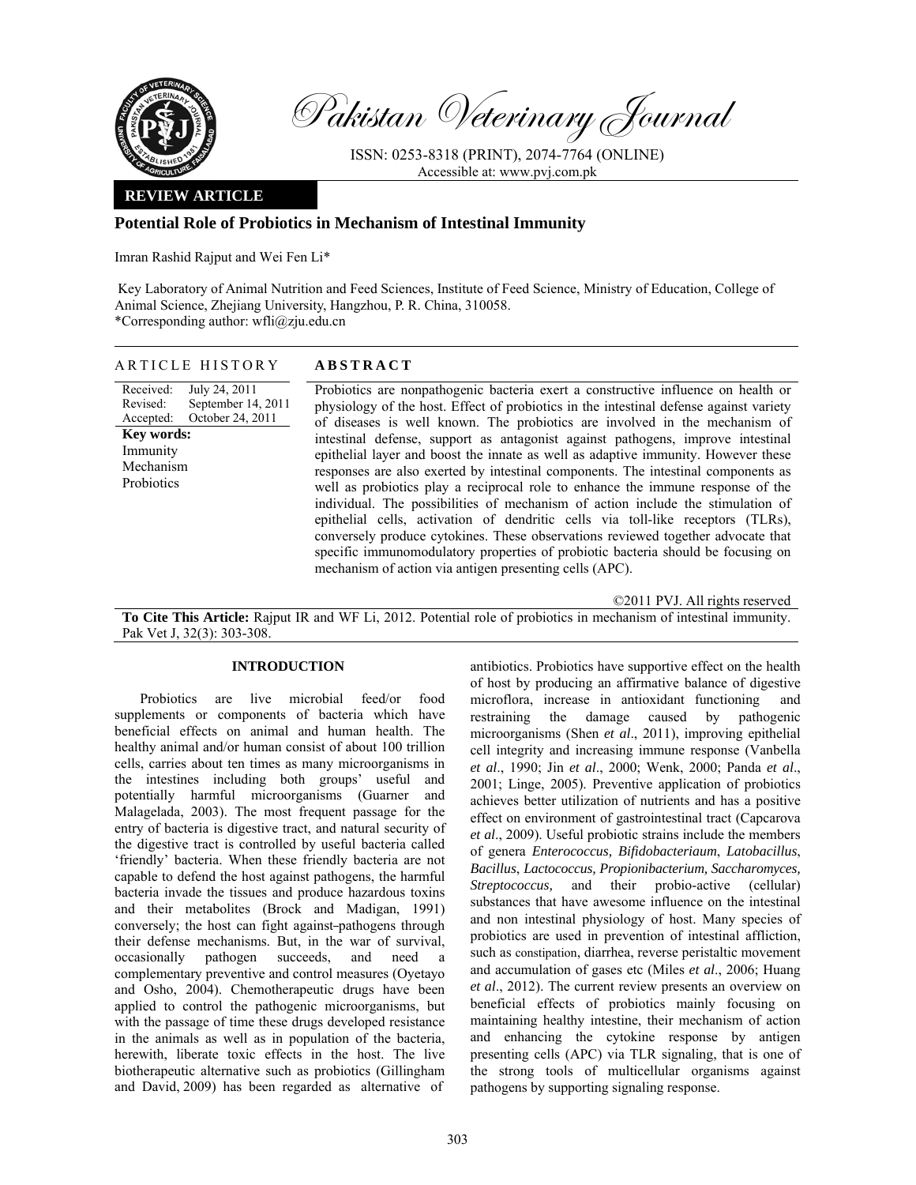# Pakistan Veterinary Journal

ISSN: 0253-8318 (PRINT), 2074-7764 (ONLINE)
Accessible at: www.pvj.com.pk

**REVIEW ARTICLE**

## Potential Role of Probiotics in Mechanism of Intestinal Immunity

Imran Rashid Rajput and Wei Fen Li*

Key Laboratory of Animal Nutrition and Feed Sciences, Institute of Feed Science, Ministry of Education, College of Animal Science, Zhejiang University, Hangzhou, P. R. China, 310058.
*Corresponding author: wfli@zju.edu.cn

### ARTICLE HISTORY

Received: July 24, 2011
Revised: September 14, 2011
Accepted: October 24, 2011

**Key words:**
Immunity
Mechanism
Probiotics

### ABSTRACT

Probiotics are nonpathogenic bacteria exert a constructive influence on health or physiology of the host. Effect of probiotics in the intestinal defense against variety of diseases is well known. The probiotics are involved in the mechanism of intestinal defense, support as antagonist against pathogens, improve intestinal epithelial layer and boost the innate as well as adaptive immunity. However these responses are also exerted by intestinal components. The intestinal components as well as probiotics play a reciprocal role to enhance the immune response of the individual. The possibilities of mechanism of action include the stimulation of epithelial cells, activation of dendritic cells via toll-like receptors (TLRs), conversely produce cytokines. These observations reviewed together advocate that specific immunomodulatory properties of probiotic bacteria should be focusing on mechanism of action via antigen presenting cells (APC).

©2011 PVJ. All rights reserved

**To Cite This Article:** Rajput IR and WF Li, 2012. Potential role of probiotics in mechanism of intestinal immunity. Pak Vet J, 32(3): 303-308.

## INTRODUCTION

Probiotics are live microbial feed/or food supplements or components of bacteria which have beneficial effects on animal and human health. The healthy animal and/or human consist of about 100 trillion cells, carries about ten times as many microorganisms in the intestines including both groups' useful and potentially harmful microorganisms (Guarner and Malagelada, 2003). The most frequent passage for the entry of bacteria is digestive tract, and natural security of the digestive tract is controlled by useful bacteria called 'friendly' bacteria. When these friendly bacteria are not capable to defend the host against pathogens, the harmful bacteria invade the tissues and produce hazardous toxins and their metabolites (Brock and Madigan, 1991) conversely; the host can fight against pathogens through their defense mechanisms. But, in the war of survival, occasionally pathogen succeeds, and need a complementary preventive and control measures (Oyetayo and Osho, 2004). Chemotherapeutic drugs have been applied to control the pathogenic microorganisms, but with the passage of time these drugs developed resistance in the animals as well as in population of the bacteria, herewith, liberate toxic effects in the host. The live biotherapeutic alternative such as probiotics (Gillingham and David, 2009) has been regarded as alternative of antibiotics. Probiotics have supportive effect on the health of host by producing an affirmative balance of digestive microflora, increase in antioxidant functioning and restraining the damage caused by pathogenic microorganisms (Shen *et al*., 2011), improving epithelial cell integrity and increasing immune response (Vanbella *et al*., 1990; Jin *et al*., 2000; Wenk, 2000; Panda *et al*., 2001; Linge, 2005). Preventive application of probiotics achieves better utilization of nutrients and has a positive effect on environment of gastrointestinal tract (Capcarova *et al*., 2009). Useful probiotic strains include the members of genera *Enterococcus, Bifidobacteriaum*, *Latobacillus*, *Bacillus*, *Lactococcus, Propionibacterium, Saccharomyces, Streptococcus,* and their probio-active (cellular) substances that have awesome influence on the intestinal and non intestinal physiology of host. Many species of probiotics are used in prevention of intestinal affliction, such as constipation, diarrhea, reverse peristaltic movement and accumulation of gases etc (Miles *et al*., 2006; Huang *et al*., 2012). The current review presents an overview on beneficial effects of probiotics mainly focusing on maintaining healthy intestine, their mechanism of action and enhancing the cytokine response by antigen presenting cells (APC) via TLR signaling, that is one of the strong tools of multicellular organisms against pathogens by supporting signaling response.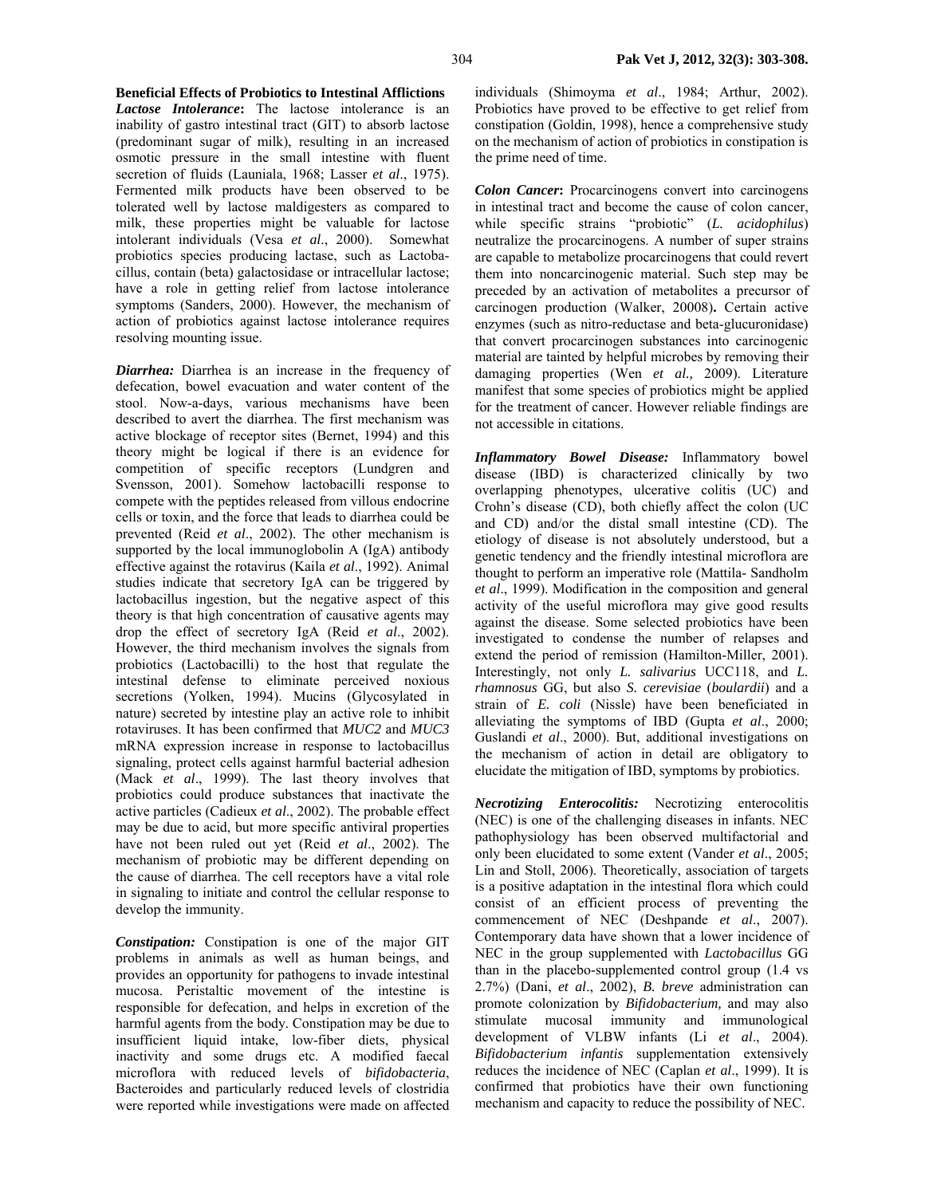**Beneficial Effects of Probiotics to Intestinal Afflictions**

***Lactose Intolerance*:** The lactose intolerance is an inability of gastro intestinal tract (GIT) to absorb lactose (predominant sugar of milk), resulting in an increased osmotic pressure in the small intestine with fluent secretion of fluids (Launiala, 1968; Lasser *et al*., 1975). Fermented milk products have been observed to be tolerated well by lactose maldigesters as compared to milk, these properties might be valuable for lactose intolerant individuals (Vesa *et al*., 2000). Somewhat probiotics species producing lactase, such as Lactobacillus, contain (beta) galactosidase or intracellular lactose; have a role in getting relief from lactose intolerance symptoms (Sanders, 2000). However, the mechanism of action of probiotics against lactose intolerance requires resolving mounting issue.

***Diarrhea:*** Diarrhea is an increase in the frequency of defecation, bowel evacuation and water content of the stool. Now-a-days, various mechanisms have been described to avert the diarrhea. The first mechanism was active blockage of receptor sites (Bernet, 1994) and this theory might be logical if there is an evidence for competition of specific receptors (Lundgren and Svensson, 2001). Somehow lactobacilli response to compete with the peptides released from villous endocrine cells or toxin, and the force that leads to diarrhea could be prevented (Reid *et al*., 2002). The other mechanism is supported by the local immunoglobolin A (IgA) antibody effective against the rotavirus (Kaila *et al*., 1992). Animal studies indicate that secretory IgA can be triggered by lactobacillus ingestion, but the negative aspect of this theory is that high concentration of causative agents may drop the effect of secretory IgA (Reid *et al*., 2002). However, the third mechanism involves the signals from probiotics (Lactobacilli) to the host that regulate the intestinal defense to eliminate perceived noxious secretions (Yolken, 1994). Mucins (Glycosylated in nature) secreted by intestine play an active role to inhibit rotaviruses. It has been confirmed that *MUC2* and *MUC3* mRNA expression increase in response to lactobacillus signaling, protect cells against harmful bacterial adhesion (Mack *et al*., 1999). The last theory involves that probiotics could produce substances that inactivate the active particles (Cadieux *et al*., 2002). The probable effect may be due to acid, but more specific antiviral properties have not been ruled out yet (Reid *et al*., 2002). The mechanism of probiotic may be different depending on the cause of diarrhea. The cell receptors have a vital role in signaling to initiate and control the cellular response to develop the immunity.

***Constipation:*** Constipation is one of the major GIT problems in animals as well as human beings, and provides an opportunity for pathogens to invade intestinal mucosa. Peristaltic movement of the intestine is responsible for defecation, and helps in excretion of the harmful agents from the body. Constipation may be due to insufficient liquid intake, low-fiber diets, physical inactivity and some drugs etc. A modified faecal microflora with reduced levels of *bifidobacteria*, Bacteroides and particularly reduced levels of clostridia were reported while investigations were made on affected individuals (Shimoyma *et al*., 1984; Arthur, 2002). Probiotics have proved to be effective to get relief from constipation (Goldin, 1998), hence a comprehensive study on the mechanism of action of probiotics in constipation is the prime need of time.

***Colon Cancer*:** Procarcinogens convert into carcinogens in intestinal tract and become the cause of colon cancer, while specific strains "probiotic" (*L. acidophilus*) neutralize the procarcinogens. A number of super strains are capable to metabolize procarcinogens that could revert them into noncarcinogenic material. Such step may be preceded by an activation of metabolites a precursor of carcinogen production (Walker, 20008). Certain active enzymes (such as nitro-reductase and beta-glucuronidase) that convert procarcinogen substances into carcinogenic material are tainted by helpful microbes by removing their damaging properties (Wen *et al.,* 2009). Literature manifest that some species of probiotics might be applied for the treatment of cancer. However reliable findings are not accessible in citations.

***Inflammatory Bowel Disease:*** Inflammatory bowel disease (IBD) is characterized clinically by two overlapping phenotypes, ulcerative colitis (UC) and Crohn's disease (CD), both chiefly affect the colon (UC and CD) and/or the distal small intestine (CD). The etiology of disease is not absolutely understood, but a genetic tendency and the friendly intestinal microflora are thought to perform an imperative role (Mattila- Sandholm *et al*., 1999). Modification in the composition and general activity of the useful microflora may give good results against the disease. Some selected probiotics have been investigated to condense the number of relapses and extend the period of remission (Hamilton-Miller, 2001). Interestingly, not only *L. salivarius* UCC118, and *L. rhamnosus* GG, but also *S. cerevisiae* (*boulardii*) and a strain of *E. coli* (Nissle) have been beneficiated in alleviating the symptoms of IBD (Gupta *et al*., 2000; Guslandi *et al*., 2000). But, additional investigations on the mechanism of action in detail are obligatory to elucidate the mitigation of IBD, symptoms by probiotics.

***Necrotizing Enterocolitis:*** Necrotizing enterocolitis (NEC) is one of the challenging diseases in infants. NEC pathophysiology has been observed multifactorial and only been elucidated to some extent (Vander *et al*., 2005; Lin and Stoll, 2006). Theoretically, association of targets is a positive adaptation in the intestinal flora which could consist of an efficient process of preventing the commencement of NEC (Deshpande *et al*., 2007). Contemporary data have shown that a lower incidence of NEC in the group supplemented with *Lactobacillus* GG than in the placebo-supplemented control group (1.4 vs 2.7%) (Dani, *et al*., 2002), *B. breve* administration can promote colonization by *Bifidobacterium,* and may also stimulate mucosal immunity and immunological development of VLBW infants (Li *et al*., 2004). *Bifidobacterium infantis* supplementation extensively reduces the incidence of NEC (Caplan *et al*., 1999). It is confirmed that probiotics have their own functioning mechanism and capacity to reduce the possibility of NEC.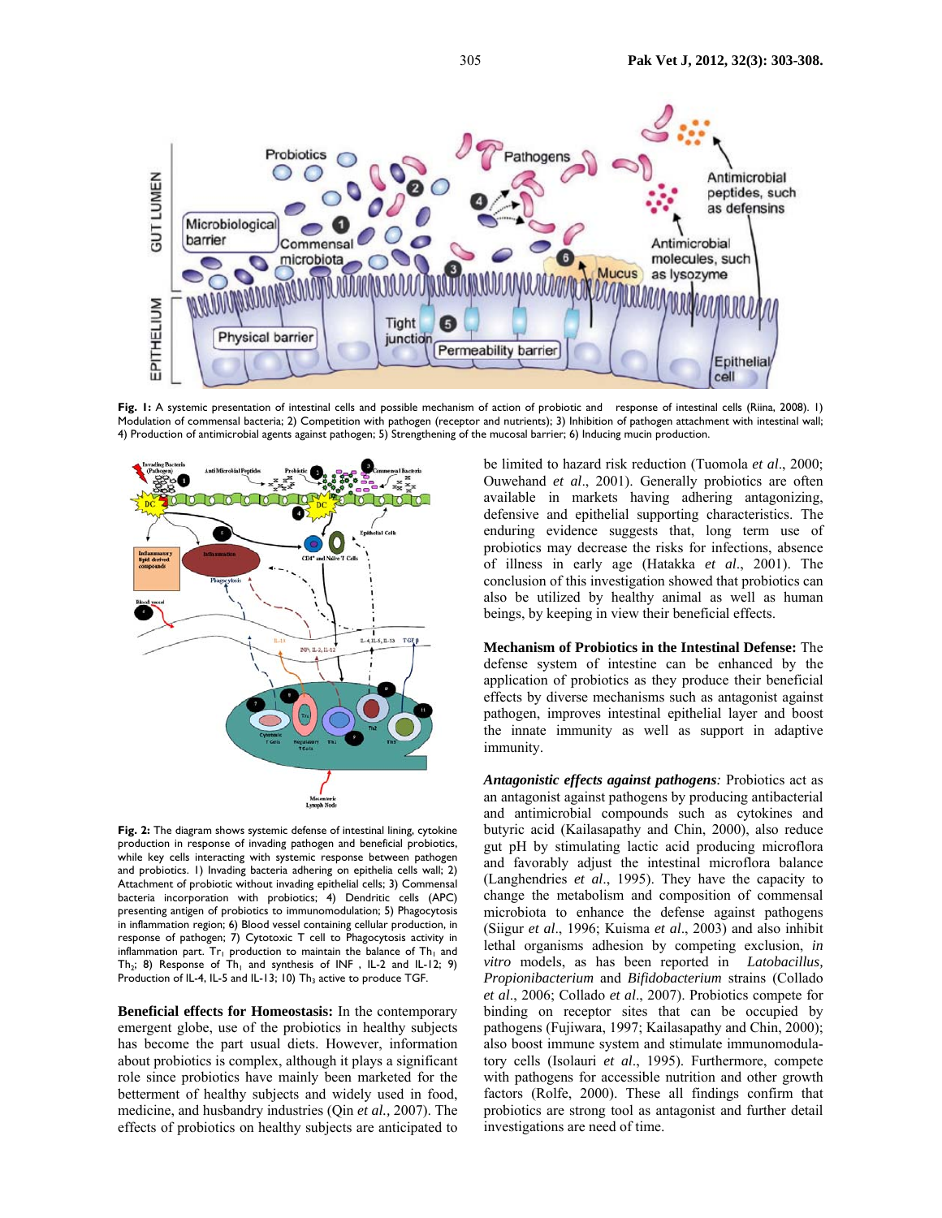**Fig. 1:** A systemic presentation of intestinal cells and possible mechanism of action of probiotic and response of intestinal cells (Riina, 2008). 1) Modulation of commensal bacteria; 2) Competition with pathogen (receptor and nutrients); 3) Inhibition of pathogen attachment with intestinal wall; 4) Production of antimicrobial agents against pathogen; 5) Strengthening of the mucosal barrier; 6) Inducing mucin production.

**Fig. 2:** The diagram shows systemic defense of intestinal lining, cytokine production in response of invading pathogen and beneficial probiotics, while key cells interacting with systemic response between pathogen and probiotics. 1) Invading bacteria adhering on epithelia cells wall; 2) Attachment of probiotic without invading epithelial cells; 3) Commensal bacteria incorporation with probiotics; 4) Dendritic cells (APC) presenting antigen of probiotics to immunomodulation; 5) Phagocytosis in inflammation region; 6) Blood vessel containing cellular production, in response of pathogen; 7) Cytotoxic T cell to Phagocytosis activity in inflammation part. $Tr_1$ production to maintain the balance of $Th_1$ and $Th_2$; 8) Response of $Th_1$ and synthesis of INF , IL-2 and IL-12; 9) Production of IL-4, IL-5 and IL-13; 10) $Th_3$ active to produce TGF.

**Beneficial effects for Homeostasis:** In the contemporary emergent globe, use of the probiotics in healthy subjects has become the part usual diets. However, information about probiotics is complex, although it plays a significant role since probiotics have mainly been marketed for the betterment of healthy subjects and widely used in food, medicine, and husbandry industries (Qin *et al.,* 2007). The effects of probiotics on healthy subjects are anticipated to be limited to hazard risk reduction (Tuomola *et al*., 2000; Ouwehand *et al*., 2001). Generally probiotics are often available in markets having adhering antagonizing, defensive and epithelial supporting characteristics. The enduring evidence suggests that, long term use of probiotics may decrease the risks for infections, absence of illness in early age (Hatakka *et al*., 2001). The conclusion of this investigation showed that probiotics can also be utilized by healthy animal as well as human beings, by keeping in view their beneficial effects.

**Mechanism of Probiotics in the Intestinal Defense:** The defense system of intestine can be enhanced by the application of probiotics as they produce their beneficial effects by diverse mechanisms such as antagonist against pathogen, improves intestinal epithelial layer and boost the innate immunity as well as support in adaptive immunity.

***Antagonistic effects against pathogens:*** Probiotics act as an antagonist against pathogens by producing antibacterial and antimicrobial compounds such as cytokines and butyric acid (Kailasapathy and Chin, 2000), also reduce gut pH by stimulating lactic acid producing microflora and favorably adjust the intestinal microflora balance (Langhendries *et al*., 1995). They have the capacity to change the metabolism and composition of commensal microbiota to enhance the defense against pathogens (Siigur *et al*., 1996; Kuisma *et al*., 2003) and also inhibit lethal organisms adhesion by competing exclusion, *in vitro* models, as has been reported in *Latobacillus, Propionibacterium* and *Bifidobacterium* strains (Collado *et al*., 2006; Collado *et al*., 2007). Probiotics compete for binding on receptor sites that can be occupied by pathogens (Fujiwara, 1997; Kailasapathy and Chin, 2000); also boost immune system and stimulate immunomodulatory cells (Isolauri *et al*., 1995). Furthermore, compete with pathogens for accessible nutrition and other growth factors (Rolfe, 2000). These all findings confirm that probiotics are strong tool as antagonist and further detail investigations are need of time.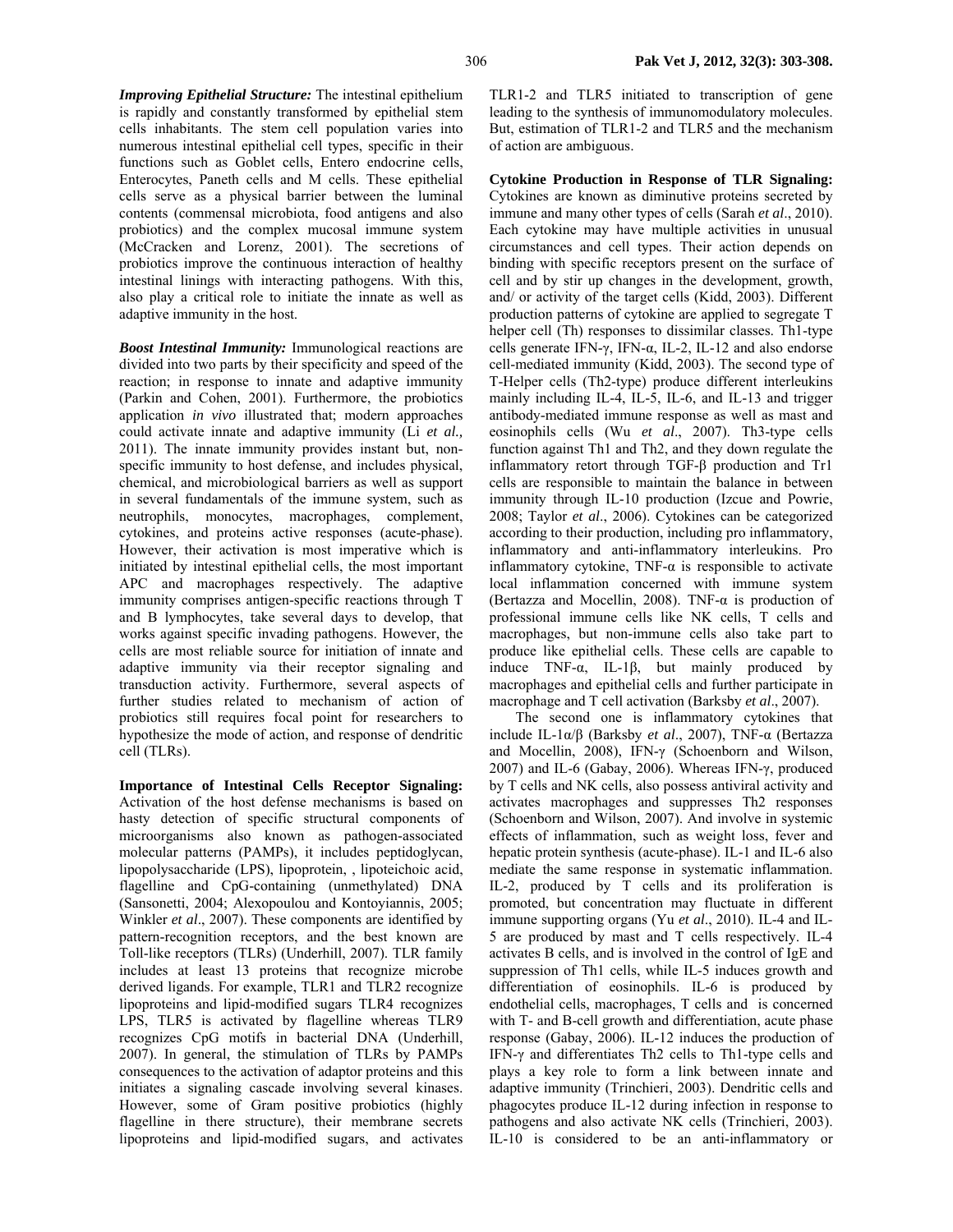***Improving Epithelial Structure:*** The intestinal epithelium is rapidly and constantly transformed by epithelial stem cells inhabitants. The stem cell population varies into numerous intestinal epithelial cell types, specific in their functions such as Goblet cells, Entero endocrine cells, Enterocytes, Paneth cells and M cells. These epithelial cells serve as a physical barrier between the luminal contents (commensal microbiota, food antigens and also probiotics) and the complex mucosal immune system (McCracken and Lorenz, 2001). The secretions of probiotics improve the continuous interaction of healthy intestinal linings with interacting pathogens. With this, also play a critical role to initiate the innate as well as adaptive immunity in the host.

***Boost Intestinal Immunity:*** Immunological reactions are divided into two parts by their specificity and speed of the reaction; in response to innate and adaptive immunity (Parkin and Cohen, 2001). Furthermore, the probiotics application *in vivo* illustrated that; modern approaches could activate innate and adaptive immunity (Li *et al.,* 2011). The innate immunity provides instant but, non-specific immunity to host defense, and includes physical, chemical, and microbiological barriers as well as support in several fundamentals of the immune system, such as neutrophils, monocytes, macrophages, complement, cytokines, and proteins active responses (acute-phase). However, their activation is most imperative which is initiated by intestinal epithelial cells, the most important APC and macrophages respectively. The adaptive immunity comprises antigen-specific reactions through T and B lymphocytes, take several days to develop, that works against specific invading pathogens. However, the cells are most reliable source for initiation of innate and adaptive immunity via their receptor signaling and transduction activity. Furthermore, several aspects of further studies related to mechanism of action of probiotics still requires focal point for researchers to hypothesize the mode of action, and response of dendritic cell (TLRs).

**Importance of Intestinal Cells Receptor Signaling:** Activation of the host defense mechanisms is based on hasty detection of specific structural components of microorganisms also known as pathogen-associated molecular patterns (PAMPs), it includes peptidoglycan, lipopolysaccharide (LPS), lipoprotein, , lipoteichoic acid, flagelline and CpG-containing (unmethylated) DNA (Sansonetti, 2004; Alexopoulou and Kontoyiannis, 2005; Winkler *et al*., 2007). These components are identified by pattern-recognition receptors, and the best known are Toll-like receptors (TLRs) (Underhill, 2007). TLR family includes at least 13 proteins that recognize microbe derived ligands. For example, TLR1 and TLR2 recognize lipoproteins and lipid-modified sugars TLR4 recognizes LPS, TLR5 is activated by flagelline whereas TLR9 recognizes CpG motifs in bacterial DNA (Underhill, 2007). In general, the stimulation of TLRs by PAMPs consequences to the activation of adaptor proteins and this initiates a signaling cascade involving several kinases. However, some of Gram positive probiotics (highly flagelline in there structure), their membrane secrets lipoproteins and lipid-modified sugars, and activates TLR1-2 and TLR5 initiated to transcription of gene leading to the synthesis of immunomodulatory molecules. But, estimation of TLR1-2 and TLR5 and the mechanism of action are ambiguous.

**Cytokine Production in Response of TLR Signaling:** Cytokines are known as diminutive proteins secreted by immune and many other types of cells (Sarah *et al*., 2010). Each cytokine may have multiple activities in unusual circumstances and cell types. Their action depends on binding with specific receptors present on the surface of cell and by stir up changes in the development, growth, and/ or activity of the target cells (Kidd, 2003). Different production patterns of cytokine are applied to segregate T helper cell (Th) responses to dissimilar classes. Th1-type cells generate IFN-γ, IFN-α, IL-2, IL-12 and also endorse cell-mediated immunity (Kidd, 2003). The second type of T-Helper cells (Th2-type) produce different interleukins mainly including IL-4, IL-5, IL-6, and IL-13 and trigger antibody-mediated immune response as well as mast and eosinophils cells (Wu *et al*., 2007). Th3-type cells function against Th1 and Th2, and they down regulate the inflammatory retort through TGF-β production and Tr1 cells are responsible to maintain the balance in between immunity through IL-10 production (Izcue and Powrie, 2008; Taylor *et al*., 2006). Cytokines can be categorized according to their production, including pro inflammatory, inflammatory and anti-inflammatory interleukins. Pro inflammatory cytokine, TNF-α is responsible to activate local inflammation concerned with immune system (Bertazza and Mocellin, 2008). TNF-α is production of professional immune cells like NK cells, T cells and macrophages, but non-immune cells also take part to produce like epithelial cells. These cells are capable to induce TNF-α, IL-1β, but mainly produced by macrophages and epithelial cells and further participate in macrophage and T cell activation (Barksby *et al*., 2007).

The second one is inflammatory cytokines that include IL-1α/β (Barksby *et al*., 2007), TNF-α (Bertazza and Mocellin, 2008), IFN-γ (Schoenborn and Wilson, 2007) and IL-6 (Gabay, 2006). Whereas IFN-γ, produced by T cells and NK cells, also possess antiviral activity and activates macrophages and suppresses Th2 responses (Schoenborn and Wilson, 2007). And involve in systemic effects of inflammation, such as weight loss, fever and hepatic protein synthesis (acute-phase). IL-1 and IL-6 also mediate the same response in systematic inflammation. IL-2, produced by T cells and its proliferation is promoted, but concentration may fluctuate in different immune supporting organs (Yu *et al*., 2010). IL-4 and IL-5 are produced by mast and T cells respectively. IL-4 activates B cells, and is involved in the control of IgE and suppression of Th1 cells, while IL-5 induces growth and differentiation of eosinophils. IL-6 is produced by endothelial cells, macrophages, T cells and is concerned with T- and B-cell growth and differentiation, acute phase response (Gabay, 2006). IL-12 induces the production of IFN-γ and differentiates Th2 cells to Th1-type cells and plays a key role to form a link between innate and adaptive immunity (Trinchieri, 2003). Dendritic cells and phagocytes produce IL-12 during infection in response to pathogens and also activate NK cells (Trinchieri, 2003). IL-10 is considered to be an anti-inflammatory or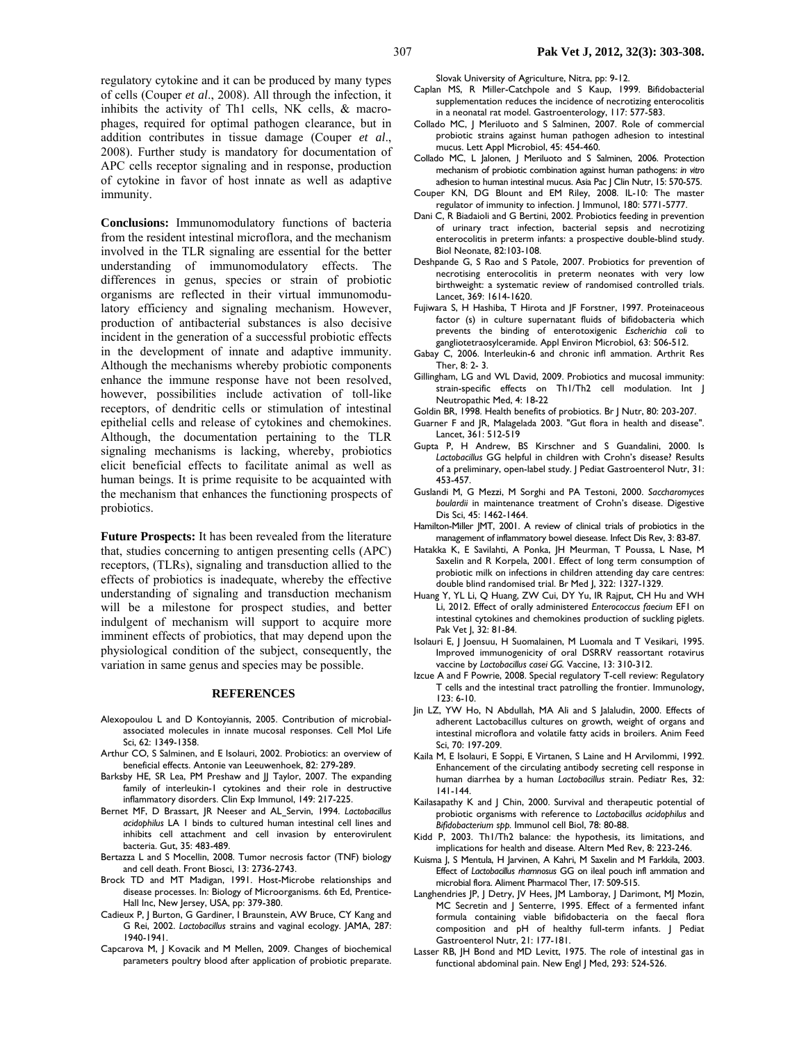regulatory cytokine and it can be produced by many types of cells (Couper *et al*., 2008). All through the infection, it inhibits the activity of Th1 cells, NK cells, & macrophages, required for optimal pathogen clearance, but in addition contributes in tissue damage (Couper *et al*., 2008). Further study is mandatory for documentation of APC cells receptor signaling and in response, production of cytokine in favor of host innate as well as adaptive immunity.

**Conclusions:** Immunomodulatory functions of bacteria from the resident intestinal microflora, and the mechanism involved in the TLR signaling are essential for the better understanding of immunomodulatory effects. The differences in genus, species or strain of probiotic organisms are reflected in their virtual immunomodulatory efficiency and signaling mechanism. However, production of antibacterial substances is also decisive incident in the generation of a successful probiotic effects in the development of innate and adaptive immunity. Although the mechanisms whereby probiotic components enhance the immune response have not been resolved, however, possibilities include activation of toll-like receptors, of dendritic cells or stimulation of intestinal epithelial cells and release of cytokines and chemokines. Although, the documentation pertaining to the TLR signaling mechanisms is lacking, whereby, probiotics elicit beneficial effects to facilitate animal as well as human beings. It is prime requisite to be acquainted with the mechanism that enhances the functioning prospects of probiotics.

**Future Prospects:** It has been revealed from the literature that, studies concerning to antigen presenting cells (APC) receptors, (TLRs), signaling and transduction allied to the effects of probiotics is inadequate, whereby the effective understanding of signaling and transduction mechanism will be a milestone for prospect studies, and better indulgent of mechanism will support to acquire more imminent effects of probiotics, that may depend upon the physiological condition of the subject, consequently, the variation in same genus and species may be possible.

## REFERENCES

Alexopoulou L and D Kontoyiannis, 2005. Contribution of microbial-associated molecules in innate mucosal responses. Cell Mol Life Sci, 62: 1349-1358.

Arthur CO, S Salminen, and E Isolauri, 2002. Probiotics: an overview of beneficial effects. Antonie van Leeuwenhoek, 82: 279-289.

Barksby HE, SR Lea, PM Preshaw and JJ Taylor, 2007. The expanding family of interleukin-1 cytokines and their role in destructive inflammatory disorders. Clin Exp Immunol, 149: 217-225.

Bernet MF, D Brassart, JR Neeser and AL_Servin, 1994. *Lactobacillus acidophilus* LA 1 binds to cultured human intestinal cell lines and inhibits cell attachment and cell invasion by enterovirulent bacteria. Gut, 35: 483-489.

Bertazza L and S Mocellin, 2008. Tumor necrosis factor (TNF) biology and cell death. Front Biosci, 13: 2736-2743.

Brock TD and MT Madigan, 1991. Host-Microbe relationships and disease processes. In: Biology of Microorganisms. 6th Ed, Prentice-Hall Inc, New Jersey, USA, pp: 379-380.

Cadieux P, J Burton, G Gardiner, I Braunstein, AW Bruce, CY Kang and G Rei, 2002. *Lactobacillus* strains and vaginal ecology. JAMA, 287: 1940-1941.

Capcarova M, J Kovacik and M Mellen, 2009. Changes of biochemical parameters poultry blood after application of probiotic preparate. Slovak University of Agriculture, Nitra, pp: 9-12.

Caplan MS, R Miller-Catchpole and S Kaup, 1999. Bifidobacterial supplementation reduces the incidence of necrotizing enterocolitis in a neonatal rat model. Gastroenterology, 117: 577-583.

Collado MC, J Meriluoto and S Salminen, 2007. Role of commercial probiotic strains against human pathogen adhesion to intestinal mucus. Lett Appl Microbiol, 45: 454-460.

Collado MC, L Jalonen, J Meriluoto and S Salminen, 2006. Protection mechanism of probiotic combination against human pathogens: *in vitro* adhesion to human intestinal mucus. Asia Pac J Clin Nutr, 15: 570-575.

Couper KN, DG Blount and EM Riley, 2008. IL-10: The master regulator of immunity to infection. J Immunol, 180: 5771-5777.

Dani C, R Biadaioli and G Bertini, 2002. Probiotics feeding in prevention of urinary tract infection, bacterial sepsis and necrotizing enterocolitis in preterm infants: a prospective double-blind study. Biol Neonate, 82:103-108.

Deshpande G, S Rao and S Patole, 2007. Probiotics for prevention of necrotising enterocolitis in preterm neonates with very low birthweight: a systematic review of randomised controlled trials. Lancet, 369: 1614-1620.

Fujiwara S, H Hashiba, T Hirota and JF Forstner, 1997. Proteinaceous factor (s) in culture supernatant fluids of bifidobacteria which prevents the binding of enterotoxigenic *Escherichia coli* to gangliotetraosylceramide. Appl Environ Microbiol, 63: 506-512.

Gabay C, 2006. Interleukin-6 and chronic infl ammation. Arthrit Res Ther, 8: 2- 3.

Gillingham, LG and WL David, 2009. Probiotics and mucosal immunity: strain-specific effects on Th1/Th2 cell modulation. Int J Neutropathic Med, 4: 18-22

Goldin BR, 1998. Health benefits of probiotics. Br J Nutr, 80: 203-207.

Guarner F and JR, Malagelada 2003. "Gut flora in health and disease". Lancet, 361: 512-519

Gupta P, H Andrew, BS Kirschner and S Guandalini, 2000. Is *Lactobacillus* GG helpful in children with Crohn's disease? Results of a preliminary, open-label study. J Pediat Gastroenterol Nutr, 31: 453-457.

Guslandi M, G Mezzi, M Sorghi and PA Testoni, 2000. *Saccharomyces boulardii* in maintenance treatment of Crohn's disease. Digestive Dis Sci, 45: 1462-1464.

Hamilton-Miller JMT, 2001. A review of clinical trials of probiotics in the management of inflammatory bowel diesease. Infect Dis Rev, 3: 83-87.

Hatakka K, E Savilahti, A Ponka, JH Meurman, T Poussa, L Nase, M Saxelin and R Korpela, 2001. Effect of long term consumption of probiotic milk on infections in children attending day care centres: double blind randomised trial. Br Med J, 322: 1327-1329.

Huang Y, YL Li, Q Huang, ZW Cui, DY Yu, IR Rajput, CH Hu and WH Li, 2012. Effect of orally administered *Enterococcus faecium* EF1 on intestinal cytokines and chemokines production of suckling piglets. Pak Vet J, 32: 81-84.

Isolauri E, J Joensuu, H Suomalainen, M Luomala and T Vesikari, 1995. Improved immunogenicity of oral DSRRV reassortant rotavirus vaccine by *Lactobacillus casei GG.* Vaccine, 13: 310-312.

Izcue A and F Powrie, 2008. Special regulatory T-cell review: Regulatory T cells and the intestinal tract patrolling the frontier. Immunology, 123: 6-10.

Jin LZ, YW Ho, N Abdullah, MA Ali and S Jalaludin, 2000. Effects of adherent Lactobacillus cultures on growth, weight of organs and intestinal microflora and volatile fatty acids in broilers. Anim Feed Sci, 70: 197-209.

Kaila M, E Isolauri, E Soppi, E Virtanen, S Laine and H Arvilommi, 1992. Enhancement of the circulating antibody secreting cell response in human diarrhea by a human *Lactobacillus* strain. Pediatr Res, 32: 141-144.

Kailasapathy K and J Chin, 2000. Survival and therapeutic potential of probiotic organisms with reference to *Lactobacillus acidophilus* and *Bifidobacterium spp.* Immunol cell Biol, 78: 80-88.

Kidd P, 2003. Th1/Th2 balance: the hypothesis, its limitations, and implications for health and disease. Altern Med Rev, 8: 223-246.

Kuisma J, S Mentula, H Jarvinen, A Kahri, M Saxelin and M Farkkila, 2003. Effect of *Lactobacillus rhamnosus* GG on ileal pouch infl ammation and microbial flora. Aliment Pharmacol Ther, 17: 509-515.

Langhendries JP, J Detry, JV Hees, JM Lamboray, J Darimont, MJ Mozin, MC Secretin and J Senterre, 1995. Effect of a fermented infant formula containing viable bifidobacteria on the faecal flora composition and pH of healthy full-term infants. J Pediat Gastroenterol Nutr, 21: 177-181.

Lasser RB, JH Bond and MD Levitt, 1975. The role of intestinal gas in functional abdominal pain. New Engl J Med, 293: 524-526.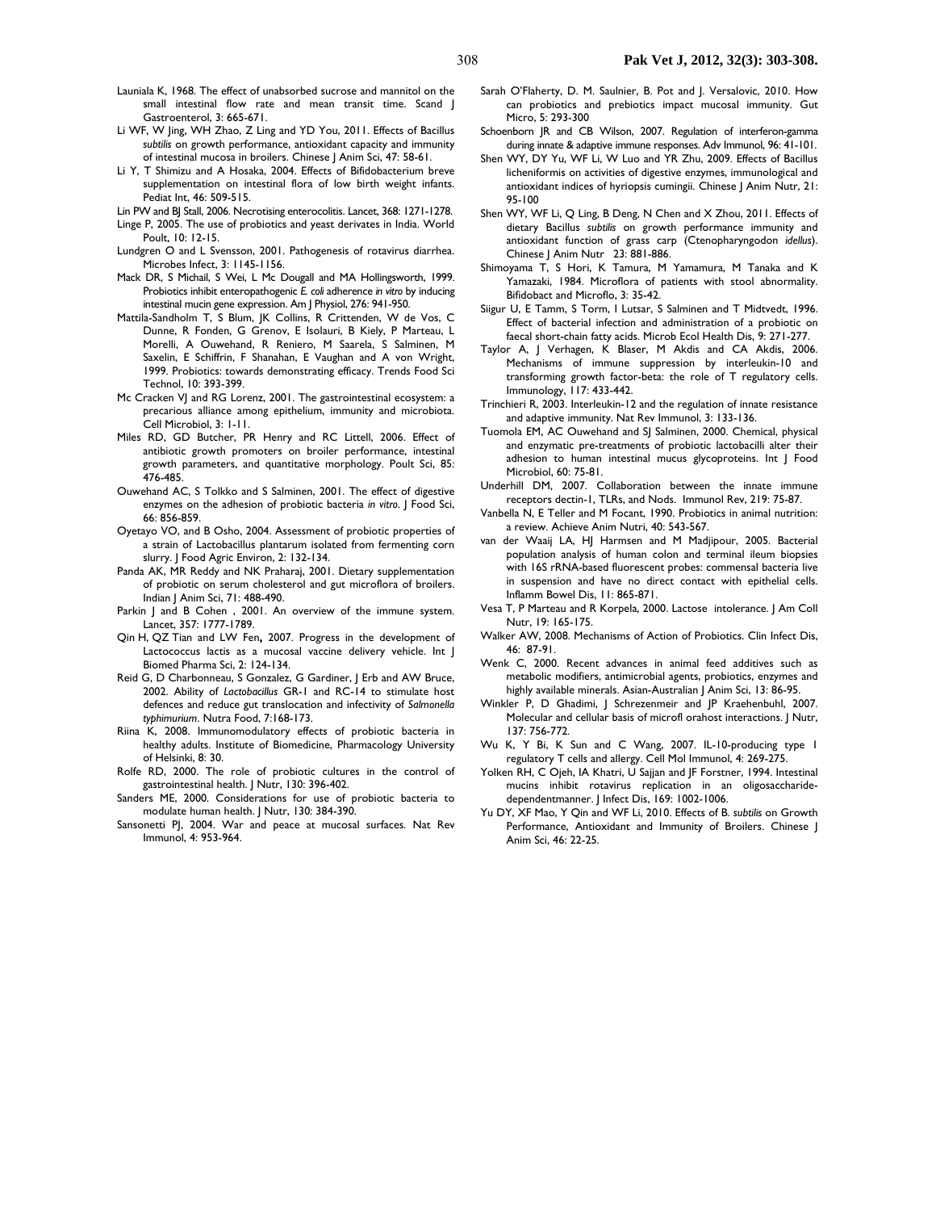Launiala K, 1968. The effect of unabsorbed sucrose and mannitol on the small intestinal flow rate and mean transit time. Scand J Gastroenterol, 3: 665-671.

Li WF, W Jing, WH Zhao, Z Ling and YD You, 2011. Effects of Bacillus *subtilis* on growth performance, antioxidant capacity and immunity of intestinal mucosa in broilers. Chinese J Anim Sci, 47: 58-61.

Li Y, T Shimizu and A Hosaka, 2004. Effects of Bifidobacterium breve supplementation on intestinal flora of low birth weight infants. Pediat Int, 46: 509-515.

Lin PW and BJ Stall, 2006. Necrotising enterocolitis. Lancet, 368: 1271-1278.

Linge P, 2005. The use of probiotics and yeast derivates in India. World Poult, 10: 12-15.

Lundgren O and L Svensson, 2001. Pathogenesis of rotavirus diarrhea. Microbes Infect, 3: 1145-1156.

Mack DR, S Michail, S Wei, L Mc Dougall and MA Hollingsworth, 1999. Probiotics inhibit enteropathogenic *E. coli* adherence *in vitro* by inducing intestinal mucin gene expression. Am J Physiol, 276: 941-950.

Mattila-Sandholm T, S Blum, JK Collins, R Crittenden, W de Vos, C Dunne, R Fonden, G Grenov, E Isolauri, B Kiely, P Marteau, L Morelli, A Ouwehand, R Reniero, M Saarela, S Salminen, M Saxelin, E Schiffrin, F Shanahan, E Vaughan and A von Wright, 1999. Probiotics: towards demonstrating efficacy. Trends Food Sci Technol, 10: 393-399.

Mc Cracken VJ and RG Lorenz, 2001. The gastrointestinal ecosystem: a precarious alliance among epithelium, immunity and microbiota. Cell Microbiol, 3: 1-11.

Miles RD, GD Butcher, PR Henry and RC Littell, 2006. Effect of antibiotic growth promoters on broiler performance, intestinal growth parameters, and quantitative morphology. Poult Sci, 85: 476-485.

Ouwehand AC, S Tolkko and S Salminen, 2001. The effect of digestive enzymes on the adhesion of probiotic bacteria *in vitro*. J Food Sci, 66: 856-859.

Oyetayo VO, and B Osho, 2004. Assessment of probiotic properties of a strain of Lactobacillus plantarum isolated from fermenting corn slurry. J Food Agric Environ, 2: 132-134.

Panda AK, MR Reddy and NK Praharaj, 2001. Dietary supplementation of probiotic on serum cholesterol and gut microflora of broilers. Indian J Anim Sci, 71: 488-490.

Parkin J and B Cohen , 2001. An overview of the immune system. Lancet, 357: 1777-1789.

Qin H, QZ Tian and LW Fen**,** 2007. Progress in the development of Lactococcus lactis as a mucosal vaccine delivery vehicle. Int J Biomed Pharma Sci, 2: 124-134.

Reid G, D Charbonneau, S Gonzalez, G Gardiner, J Erb and AW Bruce, 2002. Ability of *Lactobacillus* GR-1 and RC-14 to stimulate host defences and reduce gut translocation and infectivity of *Salmonella typhimurium*. Nutra Food, 7:168-173.

Riina K, 2008. Immunomodulatory effects of probiotic bacteria in healthy adults. Institute of Biomedicine, Pharmacology University of Helsinki, 8: 30.

Rolfe RD, 2000. The role of probiotic cultures in the control of gastrointestinal health. J Nutr, 130: 396-402.

Sanders ME, 2000. Considerations for use of probiotic bacteria to modulate human health. J Nutr, 130: 384-390.

Sansonetti PJ, 2004. War and peace at mucosal surfaces. Nat Rev Immunol, 4: 953-964.

Sarah O'Flaherty, D. M. Saulnier, B. Pot and J. Versalovic, 2010. How can probiotics and prebiotics impact mucosal immunity. Gut Micro, 5: 293-300

Schoenborn JR and CB Wilson, 2007. Regulation of interferon-gamma during innate & adaptive immune responses. Adv Immunol, 96: 41-101.

Shen WY, DY Yu, WF Li, W Luo and YR Zhu, 2009. Effects of Bacillus licheniformis on activities of digestive enzymes, immunological and antioxidant indices of hyriopsis cumingii. Chinese J Anim Nutr, 21: 95-100

Shen WY, WF Li, Q Ling, B Deng, N Chen and X Zhou, 2011. Effects of dietary Bacillus *subtilis* on growth performance immunity and antioxidant function of grass carp (Ctenopharyngodon *idellus*). Chinese J Anim Nutr 23: 881-886.

Shimoyama T, S Hori, K Tamura, M Yamamura, M Tanaka and K Yamazaki, 1984. Microflora of patients with stool abnormality. Bifidobact and Microflo, 3: 35-42.

Siigur U, E Tamm, S Torm, I Lutsar, S Salminen and T Midtvedt, 1996. Effect of bacterial infection and administration of a probiotic on faecal short-chain fatty acids. Microb Ecol Health Dis, 9: 271-277.

Taylor A, J Verhagen, K Blaser, M Akdis and CA Akdis, 2006. Mechanisms of immune suppression by interleukin-10 and transforming growth factor-beta: the role of T regulatory cells. Immunology, 117: 433-442.

Trinchieri R, 2003. Interleukin-12 and the regulation of innate resistance and adaptive immunity. Nat Rev Immunol, 3: 133-136.

Tuomola EM, AC Ouwehand and SJ Salminen, 2000. Chemical, physical and enzymatic pre-treatments of probiotic lactobacilli alter their adhesion to human intestinal mucus glycoproteins. Int J Food Microbiol, 60: 75-81.

Underhill DM, 2007. Collaboration between the innate immune receptors dectin-1, TLRs, and Nods. Immunol Rev, 219: 75-87.

Vanbella N, E Teller and M Focant, 1990. Probiotics in animal nutrition: a review. Achieve Anim Nutri, 40: 543-567.

van der Waaij LA, HJ Harmsen and M Madjipour, 2005. Bacterial population analysis of human colon and terminal ileum biopsies with 16S rRNA-based fluorescent probes: commensal bacteria live in suspension and have no direct contact with epithelial cells. Inflamm Bowel Dis, 11: 865-871.

Vesa T, P Marteau and R Korpela, 2000. Lactose intolerance. J Am Coll Nutr, 19: 165-175.

Walker AW, 2008. Mechanisms of Action of Probiotics. Clin Infect Dis, 46: 87-91.

Wenk C, 2000. Recent advances in animal feed additives such as metabolic modifiers, antimicrobial agents, probiotics, enzymes and highly available minerals. Asian-Australian J Anim Sci, 13: 86-95.

Winkler P, D Ghadimi, J Schrezenmeir and JP Kraehenbuhl, 2007. Molecular and cellular basis of microfl orahost interactions. J Nutr, 137: 756-772.

Wu K, Y Bi, K Sun and C Wang, 2007. IL-10-producing type 1 regulatory T cells and allergy. Cell Mol Immunol, 4: 269-275.

Yolken RH, C Ojeh, IA Khatri, U Sajjan and JF Forstner, 1994. Intestinal mucins inhibit rotavirus replication in an oligosaccharide-dependentmanner. J Infect Dis, 169: 1002-1006.

Yu DY, XF Mao, Y Qin and WF Li, 2010. Effects of B. *subtilis* on Growth Performance, Antioxidant and Immunity of Broilers. Chinese J Anim Sci, 46: 22-25.